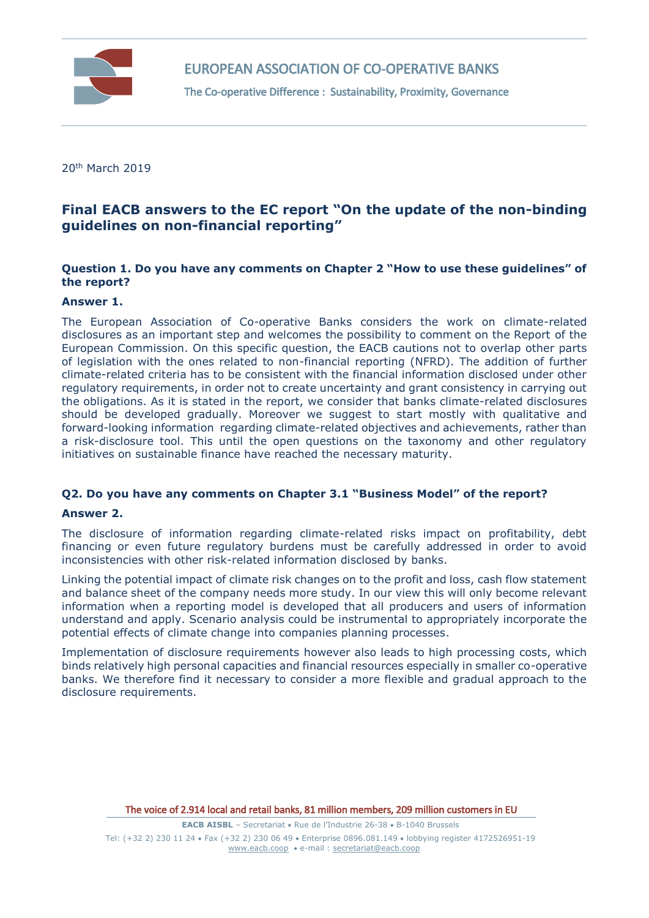EUROPEAN ASSOCIATION OF CO-OPERATIVE BANKS

The Co-operative Difference : Sustainability, Proximity, Governance

20th March 2019

# Final EACB answers to the EC report "On the update of the non-binding guidelines on non-financial reporting"

### Question 1. Do you have any comments on Chapter 2 "How to use these guidelines" of the report?

### Answer 1.

The European Association of Co-operative Banks considers the work on climate-related disclosures as an important step and welcomes the possibility to comment on the Report of the European Commission. On this specific question, the EACB cautions not to overlap other parts of legislation with the ones related to non-financial reporting (NFRD). The addition of further climate-related criteria has to be consistent with the financial information disclosed under other regulatory requirements, in order not to create uncertainty and grant consistency in carrying out the obligations. As it is stated in the report, we consider that banks climate-related disclosures should be developed gradually. Moreover we suggest to start mostly with qualitative and forward-looking information regarding climate-related objectives and achievements, rather than a risk-disclosure tool. This until the open questions on the taxonomy and other regulatory initiatives on sustainable finance have reached the necessary maturity.

### Q2. Do you have any comments on Chapter 3.1 "Business Model" of the report?

### Answer 2.

The disclosure of information regarding climate-related risks impact on profitability, debt financing or even future regulatory burdens must be carefully addressed in order to avoid inconsistencies with other risk-related information disclosed by banks.

Linking the potential impact of climate risk changes on to the profit and loss, cash flow statement and balance sheet of the company needs more study. In our view this will only become relevant information when a reporting model is developed that all producers and users of information understand and apply. Scenario analysis could be instrumental to appropriately incorporate the potential effects of climate change into companies planning processes.

Implementation of disclosure requirements however also leads to high processing costs, which binds relatively high personal capacities and financial resources especially in smaller co-operative banks. We therefore find it necessary to consider a more flexible and gradual approach to the disclosure requirements.

The voice of 2.914 local and retail banks, 81 million members, 209 million customers in EU

**EACB AISBL** – Secretariat • Rue de l'Industrie 26-38 • B-1040 Brussels

Tel: (+32 2) 230 11 24 • Fax (+32 2) 230 06 49 • Enterprise 0896.081.149 • lobbying register 4172526951-19

www.eacb.coop • e-mail : secretariat@eacb.coop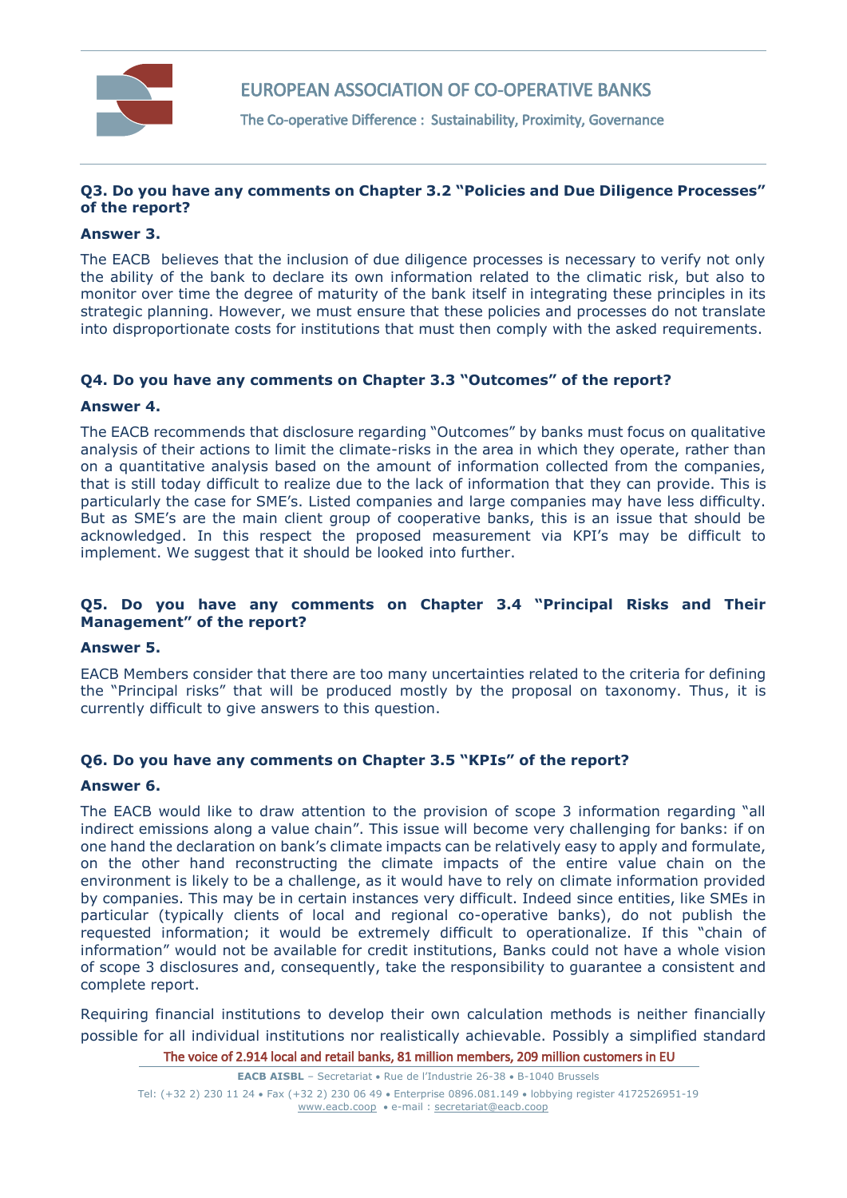**Q3. Do you have any comments on Chapter 3.2 "Policies and Due Diligence Processes" of the report?**

**Answer 3.**

The EACB believes that the inclusion of due diligence processes is necessary to verify not only the ability of the bank to declare its own information related to the climatic risk, but also to monitor over time the degree of maturity of the bank itself in integrating these principles in its strategic planning. However, we must ensure that these policies and processes do not translate into disproportionate costs for institutions that must then comply with the asked requirements.

**Q4. Do you have any comments on Chapter 3.3 "Outcomes" of the report?**

**Answer 4.**

The EACB recommends that disclosure regarding "Outcomes" by banks must focus on qualitative analysis of their actions to limit the climate-risks in the area in which they operate, rather than on a quantitative analysis based on the amount of information collected from the companies, that is still today difficult to realize due to the lack of information that they can provide. This is particularly the case for SME's. Listed companies and large companies may have less difficulty. But as SME's are the main client group of cooperative banks, this is an issue that should be acknowledged. In this respect the proposed measurement via KPI's may be difficult to implement. We suggest that it should be looked into further.

**Q5. Do you have any comments on Chapter 3.4 "Principal Risks and Their Management" of the report?**

**Answer 5.**

EACB Members consider that there are too many uncertainties related to the criteria for defining the "Principal risks" that will be produced mostly by the proposal on taxonomy. Thus, it is currently difficult to give answers to this question.

**Q6. Do you have any comments on Chapter 3.5 "KPIs" of the report?**

**Answer 6.**

The EACB would like to draw attention to the provision of scope 3 information regarding "all indirect emissions along a value chain". This issue will become very challenging for banks: if on one hand the declaration on bank's climate impacts can be relatively easy to apply and formulate, on the other hand reconstructing the climate impacts of the entire value chain on the environment is likely to be a challenge, as it would have to rely on climate information provided by companies. This may be in certain instances very difficult. Indeed since entities, like SMEs in particular (typically clients of local and regional co-operative banks), do not publish the requested information; it would be extremely difficult to operationalize. If this "chain of information" would not be available for credit institutions, Banks could not have a whole vision of scope 3 disclosures and, consequently, take the responsibility to guarantee a consistent and complete report.

Requiring financial institutions to develop their own calculation methods is neither financially possible for all individual institutions nor realistically achievable. Possibly a simplified standard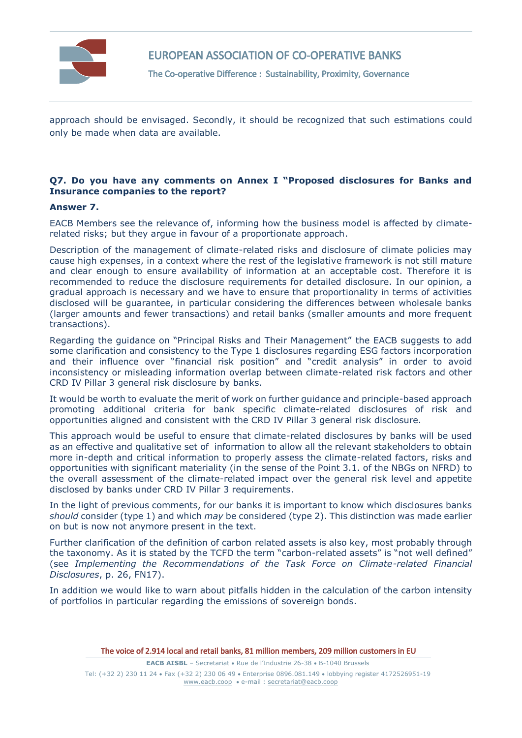approach should be envisaged. Secondly, it should be recognized that such estimations could only be made when data are available.

**Q7. Do you have any comments on Annex I "Proposed disclosures for Banks and Insurance companies to the report?**

**Answer 7.**

EACB Members see the relevance of, informing how the business model is affected by climate-related risks; but they argue in favour of a proportionate approach.

Description of the management of climate-related risks and disclosure of climate policies may cause high expenses, in a context where the rest of the legislative framework is not still mature and clear enough to ensure availability of information at an acceptable cost. Therefore it is recommended to reduce the disclosure requirements for detailed disclosure. In our opinion, a gradual approach is necessary and we have to ensure that proportionality in terms of activities disclosed will be guarantee, in particular considering the differences between wholesale banks (larger amounts and fewer transactions) and retail banks (smaller amounts and more frequent transactions).

Regarding the guidance on "Principal Risks and Their Management" the EACB suggests to add some clarification and consistency to the Type 1 disclosures regarding ESG factors incorporation and their influence over "financial risk position" and "credit analysis" in order to avoid inconsistency or misleading information overlap between climate-related risk factors and other CRD IV Pillar 3 general risk disclosure by banks.

It would be worth to evaluate the merit of work on further guidance and principle-based approach promoting additional criteria for bank specific climate-related disclosures of risk and opportunities aligned and consistent with the CRD IV Pillar 3 general risk disclosure.

This approach would be useful to ensure that climate-related disclosures by banks will be used as an effective and qualitative set of information to allow all the relevant stakeholders to obtain more in-depth and critical information to properly assess the climate-related factors, risks and opportunities with significant materiality (in the sense of the Point 3.1. of the NBGs on NFRD) to the overall assessment of the climate-related impact over the general risk level and appetite disclosed by banks under CRD IV Pillar 3 requirements.

In the light of previous comments, for our banks it is important to know which disclosures banks *should* consider (type 1) and which *may* be considered (type 2). This distinction was made earlier on but is now not anymore present in the text.

Further clarification of the definition of carbon related assets is also key, most probably through the taxonomy. As it is stated by the TCFD the term "carbon-related assets" is "not well defined" (see *Implementing the Recommendations of the Task Force on Climate-related Financial Disclosures*, p. 26, FN17).

In addition we would like to warn about pitfalls hidden in the calculation of the carbon intensity of portfolios in particular regarding the emissions of sovereign bonds.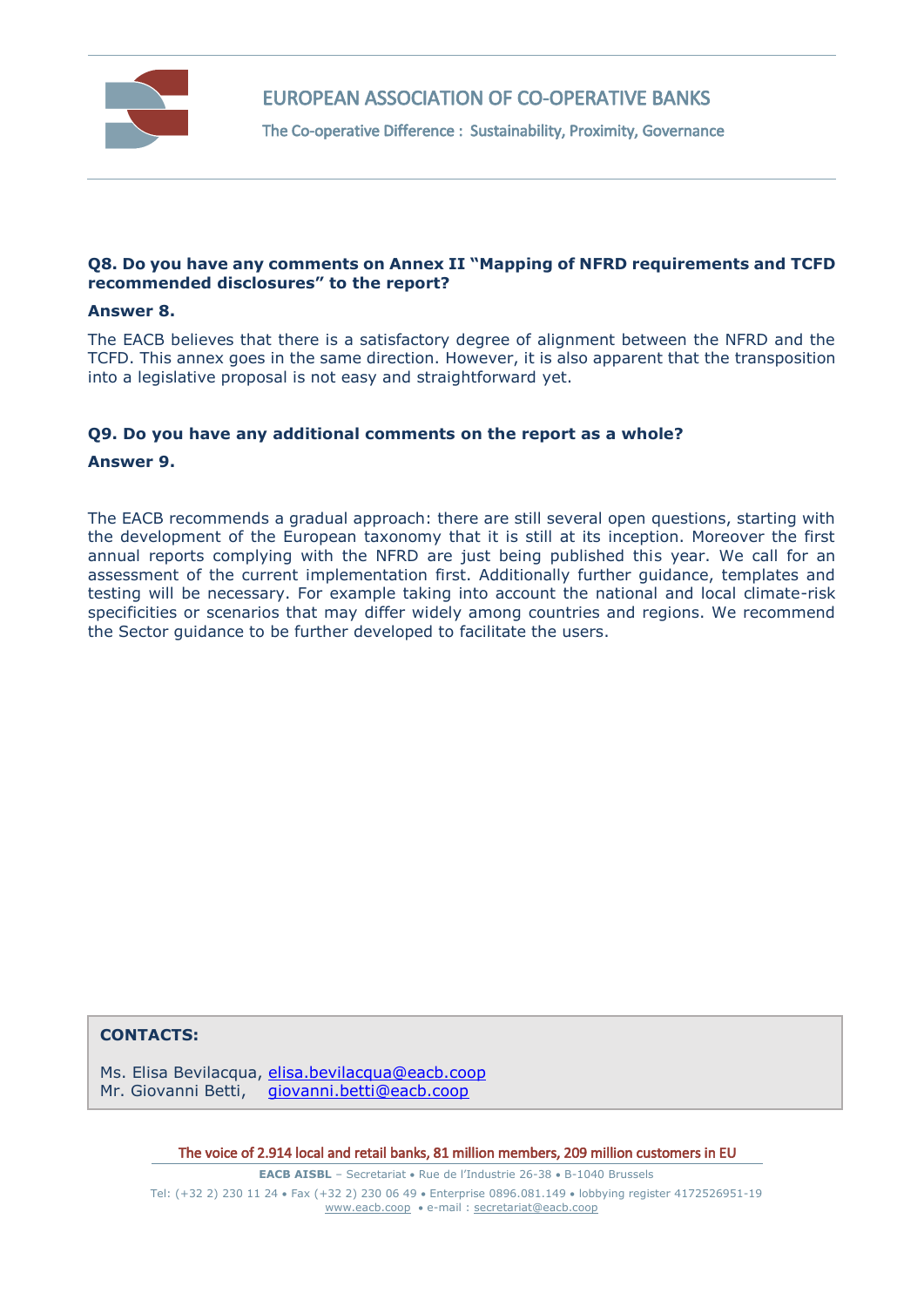**Q8. Do you have any comments on Annex II "Mapping of NFRD requirements and TCFD recommended disclosures" to the report?**

**Answer 8.**

The EACB believes that there is a satisfactory degree of alignment between the NFRD and the TCFD. This annex goes in the same direction. However, it is also apparent that the transposition into a legislative proposal is not easy and straightforward yet.

**Q9. Do you have any additional comments on the report as a whole?**

**Answer 9.**

The EACB recommends a gradual approach: there are still several open questions, starting with the development of the European taxonomy that it is still at its inception. Moreover the first annual reports complying with the NFRD are just being published this year. We call for an assessment of the current implementation first. Additionally further guidance, templates and testing will be necessary. For example taking into account the national and local climate-risk specificities or scenarios that may differ widely among countries and regions. We recommend the Sector guidance to be further developed to facilitate the users.

**CONTACTS:**

Ms. Elisa Bevilacqua, elisa.bevilacqua@eacb.coop
Mr. Giovanni Betti, giovanni.betti@eacb.coop